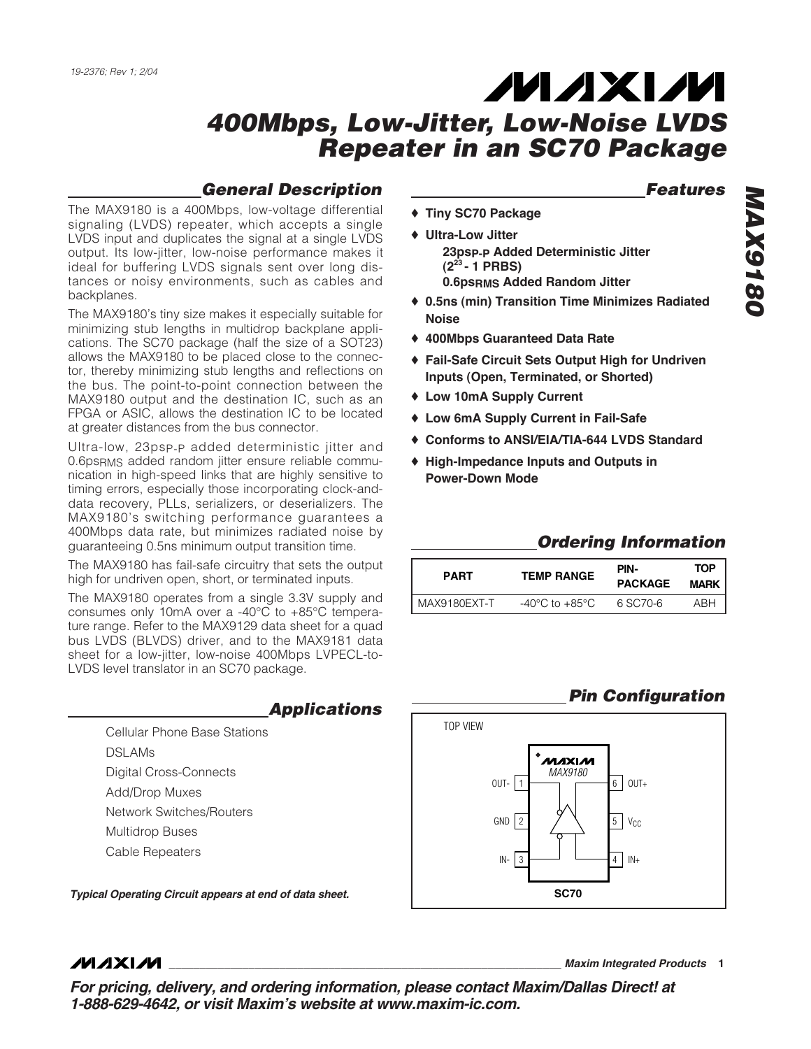19-2376; Rev 1; 2/04

# 400Mbps, Low-Jitter, Low-Noise LVDS Repeater in an SC70 Package

## General Description

The MAX9180 is a 400Mbps, low-voltage differential signaling (LVDS) repeater, which accepts a single LVDS input and duplicates the signal at a single LVDS output. Its low-jitter, low-noise performance makes it ideal for buffering LVDS signals sent over long distances or noisy environments, such as cables and backplanes.

The MAX9180's tiny size makes it especially suitable for minimizing stub lengths in multidrop backplane applications. The SC70 package (half the size of a SOT23) allows the MAX9180 to be placed close to the connector, thereby minimizing stub lengths and reflections on the bus. The point-to-point connection between the MAX9180 output and the destination IC, such as an FPGA or ASIC, allows the destination IC to be located at greater distances from the bus connector.

Ultra-low, $23ps_{P-P}$ added deterministic jitter and $0.6ps_{RMS}$ added random jitter ensure reliable communication in high-speed links that are highly sensitive to timing errors, especially those incorporating clock-and-data recovery, PLLs, serializers, or deserializers. The MAX9180's switching performance guarantees a 400Mbps data rate, but minimizes radiated noise by guaranteeing 0.5ns minimum output transition time.

The MAX9180 has fail-safe circuitry that sets the output high for undriven open, short, or terminated inputs.

The MAX9180 operates from a single 3.3V supply and consumes only 10mA over a -40°C to +85°C temperature range. Refer to the MAX9129 data sheet for a quad bus LVDS (BLVDS) driver, and to the MAX9181 data sheet for a low-jitter, low-noise 400Mbps LVPECL-to-LVDS level translator in an SC70 package.

## Applications

- Cellular Phone Base Stations
- DSLAMs
- Digital Cross-Connects
- Add/Drop Muxes
- Network Switches/Routers
- Multidrop Buses
- Cable Repeaters

***Typical Operating Circuit appears at end of data sheet.***

## Features

- **Tiny SC70 Package**
- **Ultra-Low Jitter**
  - **$23ps_{P-P}$ Added Deterministic Jitter ($2^{23}$ - 1 PRBS)**
  - **$0.6ps_{RMS}$ Added Random Jitter**
- **0.5ns (min) Transition Time Minimizes Radiated Noise**
- **400Mbps Guaranteed Data Rate**
- **Fail-Safe Circuit Sets Output High for Undriven Inputs (Open, Terminated, or Shorted)**
- **Low 10mA Supply Current**
- **Low 6mA Supply Current in Fail-Safe**
- **Conforms to ANSI/EIA/TIA-644 LVDS Standard**
- **High-Impedance Inputs and Outputs in Power-Down Mode**

## Ordering Information

| PART | TEMP RANGE | PIN-PACKAGE | TOP MARK |
|---|---|---|---|
| MAX9180EXT-T | -40°C to +85°C | 6 SC70-6 | ABH |

## Pin Configuration

TOP VIEW

| Pin | Name | Pin | Name |
|---|---|---|---|
| 1 | OUT- | 6 | OUT+ |
| 2 | GND | 5 | $V_{CC}$ |
| 3 | IN- | 4 | IN+ |

MAX9180

SC70

**For pricing, delivery, and ordering information, please contact Maxim/Dallas Direct! at 1-888-629-4642, or visit Maxim's website at www.maxim-ic.com.**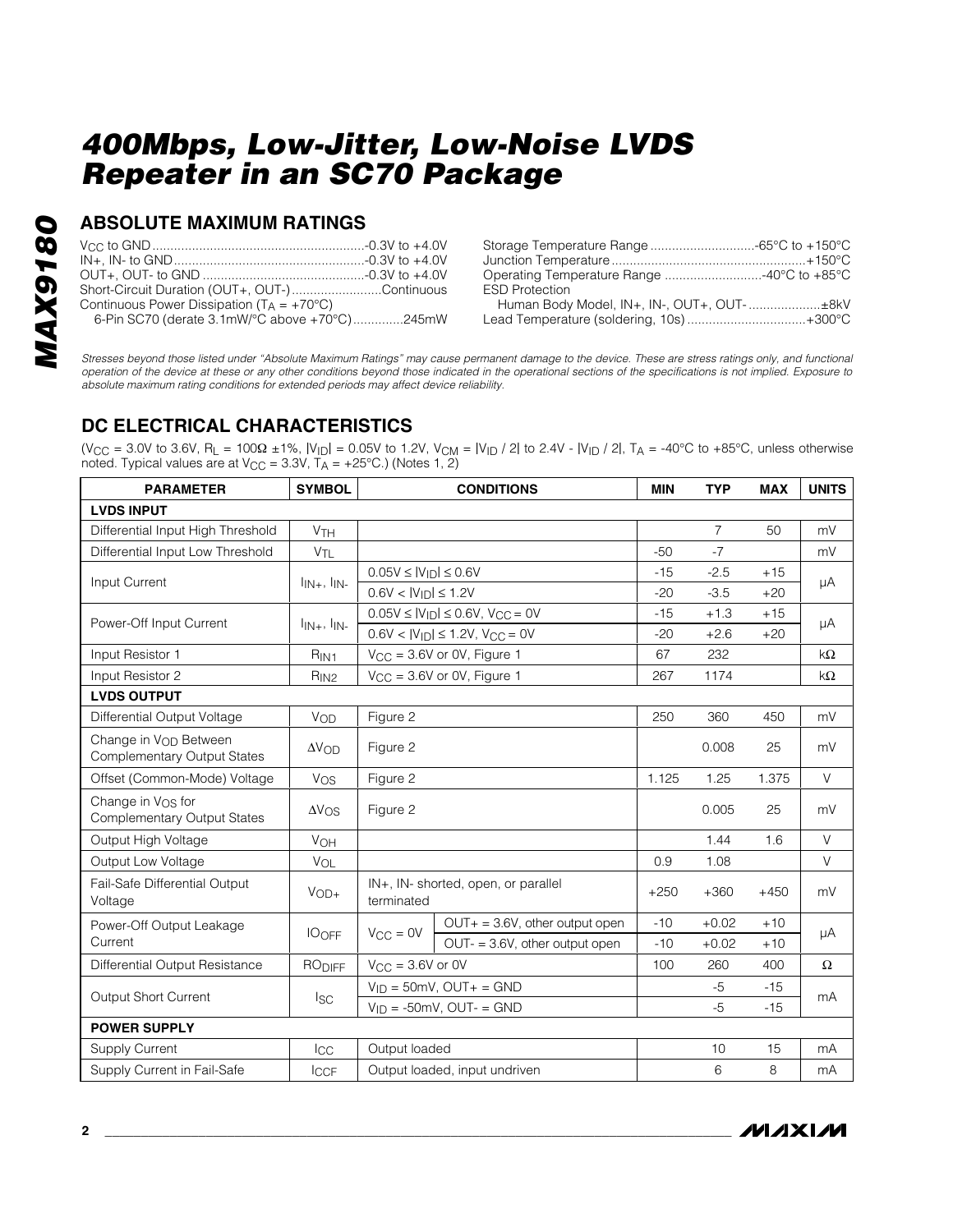## ABSOLUTE MAXIMUM RATINGS

$V_{CC}$ to GND ....................................................-0.3V to +4.0V
IN+, IN- to GND....................................................-0.3V to +4.0V
OUT+, OUT- to GND ...............................................-0.3V to +4.0V
Short-Circuit Duration (OUT+, OUT-).........................Continuous
Continuous Power Dissipation ($T_A$ = +70°C)
 6-Pin SC70 (derate 3.1mW/°C above +70°C).............245mW
Storage Temperature Range .............................-65°C to +150°C
Junction Temperature......................................................+150°C
Operating Temperature Range ...........................-40°C to +85°C
ESD Protection
 Human Body Model, IN+, IN-, OUT+, OUT- ....................±8kV
Lead Temperature (soldering, 10s) .................................+300°C

*Stresses beyond those listed under "Absolute Maximum Ratings" may cause permanent damage to the device. These are stress ratings only, and functional operation of the device at these or any other conditions beyond those indicated in the operational sections of the specifications is not implied. Exposure to absolute maximum rating conditions for extended periods may affect device reliability.*

## DC ELECTRICAL CHARACTERISTICS

($V_{CC}$ = 3.0V to 3.6V, $R_L$ = 100Ω ±1%, $|V_{ID}|$ = 0.05V to 1.2V, $V_{CM}$ = $|V_{ID} / 2|$ to 2.4V - $|V_{ID} / 2|$, $T_A$ = -40°C to +85°C, unless otherwise noted. Typical values are at $V_{CC}$ = 3.3V, $T_A$ = +25°C.) (Notes 1, 2)

| PARAMETER | SYMBOL | CONDITIONS | | MIN | TYP | MAX | UNITS |
|---|---|---|---|---|---|---|---|
| **LVDS INPUT** | | | | | | | |
| Differential Input High Threshold | $V_{TH}$ | | | | 7 | 50 | mV |
| Differential Input Low Threshold | $V_{TL}$ | | | -50 | -7 | | mV |
| Input Current | $I_{IN+}$, $I_{IN-}$ | 0.05V ≤ $\|V_{ID}\|$ ≤ 0.6V | | -15 | -2.5 | +15 | µA |
| | | 0.6V < $\|V_{ID}\|$ ≤ 1.2V | | -20 | -3.5 | +20 | |
| Power-Off Input Current | $I_{IN+}$, $I_{IN-}$ | 0.05V ≤ $\|V_{ID}\|$ ≤ 0.6V, $V_{CC}$ = 0V | | -15 | +1.3 | +15 | µA |
| | | 0.6V < $\|V_{ID}\|$ ≤ 1.2V, $V_{CC}$ = 0V | | -20 | +2.6 | +20 | |
| Input Resistor 1 | $R_{IN1}$ | $V_{CC}$ = 3.6V or 0V, Figure 1 | | 67 | 232 | | kΩ |
| Input Resistor 2 | $R_{IN2}$ | $V_{CC}$ = 3.6V or 0V, Figure 1 | | 267 | 1174 | | kΩ |
| **LVDS OUTPUT** | | | | | | | |
| Differential Output Voltage | $V_{OD}$ | Figure 2 | | 250 | 360 | 450 | mV |
| Change in $V_{OD}$ Between Complementary Output States | $\Delta V_{OD}$ | Figure 2 | | | 0.008 | 25 | mV |
| Offset (Common-Mode) Voltage | $V_{OS}$ | Figure 2 | | 1.125 | 1.25 | 1.375 | V |
| Change in $V_{OS}$ for Complementary Output States | $\Delta V_{OS}$ | Figure 2 | | | 0.005 | 25 | mV |
| Output High Voltage | $V_{OH}$ | | | | 1.44 | 1.6 | V |
| Output Low Voltage | $V_{OL}$ | | | 0.9 | 1.08 | | V |
| Fail-Safe Differential Output Voltage | $V_{OD+}$ | IN+, IN- shorted, open, or parallel terminated | | +250 | +360 | +450 | mV |
| Power-Off Output Leakage Current | $IO_{OFF}$ | $V_{CC}$ = 0V | OUT+ = 3.6V, other output open | -10 | +0.02 | +10 | µA |
| | | | OUT- = 3.6V, other output open | -10 | +0.02 | +10 | |
| Differential Output Resistance | $RO_{DIFF}$ | $V_{CC}$ = 3.6V or 0V | | 100 | 260 | 400 | Ω |
| Output Short Current | $I_{SC}$ | $V_{ID}$ = 50mV, OUT+ = GND | | | -5 | -15 | mA |
| | | $V_{ID}$ = -50mV, OUT- = GND | | | -5 | -15 | |
| **POWER SUPPLY** | | | | | | | |
| Supply Current | $I_{CC}$ | Output loaded | | | 10 | 15 | mA |
| Supply Current in Fail-Safe | $I_{CCF}$ | Output loaded, input undriven | | | 6 | 8 | mA |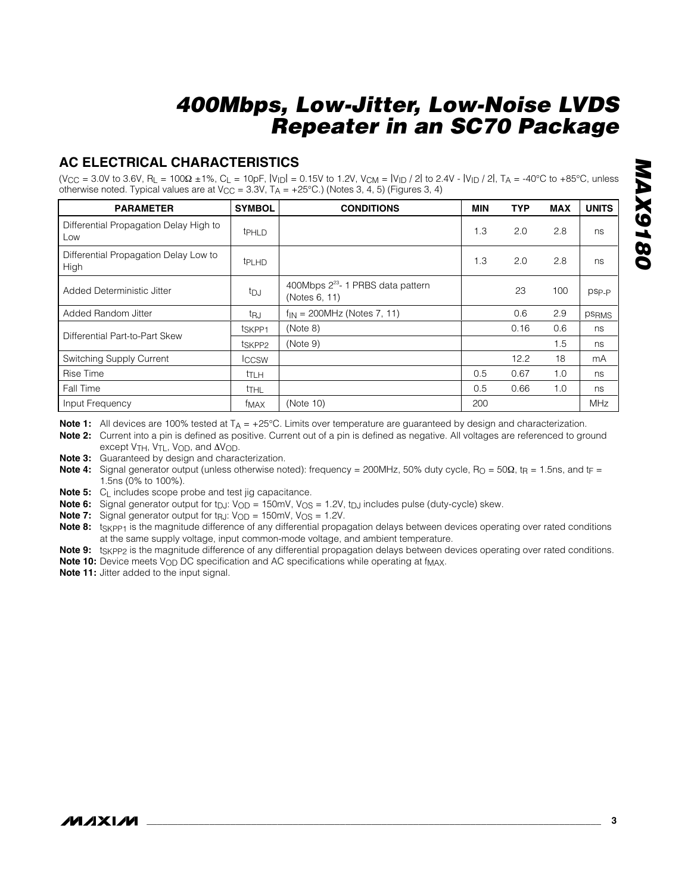## AC ELECTRICAL CHARACTERISTICS

($V_{CC}$ = 3.0V to 3.6V, $R_L$ = 100Ω ±1%, $C_L$ = 10pF, $|V_{ID}|$ = 0.15V to 1.2V, $V_{CM}$ = $|V_{ID} / 2|$ to 2.4V - $|V_{ID} / 2|$, $T_A$ = -40°C to +85°C, unless otherwise noted. Typical values are at $V_{CC}$ = 3.3V, $T_A$ = +25°C.) (Notes 3, 4, 5) (Figures 3, 4)

| PARAMETER | SYMBOL | CONDITIONS | MIN | TYP | MAX | UNITS |
|---|---|---|---|---|---|---|
| Differential Propagation Delay High to Low | $t_{PHLD}$ | | 1.3 | 2.0 | 2.8 | ns |
| Differential Propagation Delay Low to High | $t_{PLHD}$ | | 1.3 | 2.0 | 2.8 | ns |
| Added Deterministic Jitter | $t_{DJ}$ | 400Mbps $2^{23}$- 1 PRBS data pattern (Notes 6, 11) | | 23 | 100 | $ps_{P-P}$ |
| Added Random Jitter | $t_{RJ}$ | $f_{IN}$ = 200MHz (Notes 7, 11) | | 0.6 | 2.9 | $ps_{RMS}$ |
| Differential Part-to-Part Skew | $t_{SKPP1}$ | (Note 8) | | 0.16 | 0.6 | ns |
| | $t_{SKPP2}$ | (Note 9) | | | 1.5 | ns |
| Switching Supply Current | $I_{CCSW}$ | | | 12.2 | 18 | mA |
| Rise Time | $t_{TLH}$ | | 0.5 | 0.67 | 1.0 | ns |
| Fall Time | $t_{THL}$ | | 0.5 | 0.66 | 1.0 | ns |
| Input Frequency | $f_{MAX}$ | (Note 10) | 200 | | | MHz |

**Note 1:** All devices are 100% tested at $T_A$ = +25°C. Limits over temperature are guaranteed by design and characterization.

**Note 2:** Current into a pin is defined as positive. Current out of a pin is defined as negative. All voltages are referenced to ground except $V_{TH}$, $V_{TL}$, $V_{OD}$, and $\Delta V_{OD}$.

**Note 3:** Guaranteed by design and characterization.

**Note 4:** Signal generator output (unless otherwise noted): frequency = 200MHz, 50% duty cycle, $R_O$ = 50Ω, $t_R$ = 1.5ns, and $t_F$ = 1.5ns (0% to 100%).

**Note 5:** $C_L$ includes scope probe and test jig capacitance.

**Note 6:** Signal generator output for $t_{DJ}$: $V_{OD}$ = 150mV, $V_{OS}$ = 1.2V, $t_{DJ}$ includes pulse (duty-cycle) skew.

**Note 7:** Signal generator output for $t_{RJ}$: $V_{OD}$ = 150mV, $V_{OS}$ = 1.2V.

**Note 8:** $t_{SKPP1}$ is the magnitude difference of any differential propagation delays between devices operating over rated conditions at the same supply voltage, input common-mode voltage, and ambient temperature.

**Note 9:** $t_{SKPP2}$ is the magnitude difference of any differential propagation delays between devices operating over rated conditions.

**Note 10:** Device meets $V_{OD}$ DC specification and AC specifications while operating at $f_{MAX}$.

**Note 11:** Jitter added to the input signal.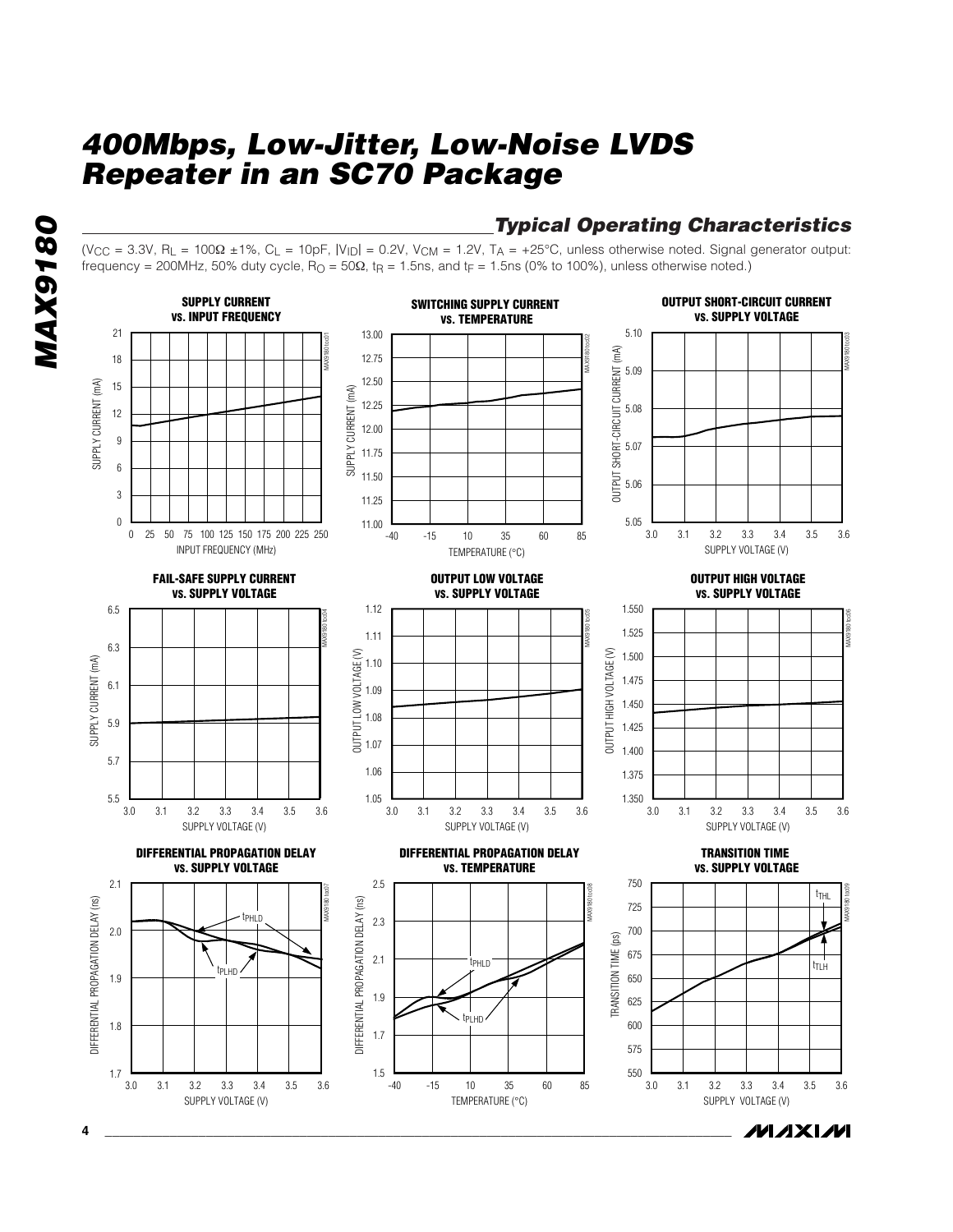## Typical Operating Characteristics

($V_{CC}$ = 3.3V, $R_L$ = 100Ω ±1%, $C_L$ = 10pF, $|V_{ID}|$ = 0.2V, $V_{CM}$ = 1.2V, $T_A$ = +25°C, unless otherwise noted. Signal generator output: frequency = 200MHz, 50% duty cycle, $R_O$ = 50Ω, $t_R$ = 1.5ns, and $t_F$ = 1.5ns (0% to 100%), unless otherwise noted.)

**SUPPLY CURRENT vs. INPUT FREQUENCY**

**SWITCHING SUPPLY CURRENT vs. TEMPERATURE**

**OUTPUT SHORT-CIRCUIT CURRENT vs. SUPPLY VOLTAGE**

**FAIL-SAFE SUPPLY CURRENT vs. SUPPLY VOLTAGE**

**OUTPUT LOW VOLTAGE vs. SUPPLY VOLTAGE**

**OUTPUT HIGH VOLTAGE vs. SUPPLY VOLTAGE**

**DIFFERENTIAL PROPAGATION DELAY vs. SUPPLY VOLTAGE**

**DIFFERENTIAL PROPAGATION DELAY vs. TEMPERATURE**

**TRANSITION TIME vs. SUPPLY VOLTAGE**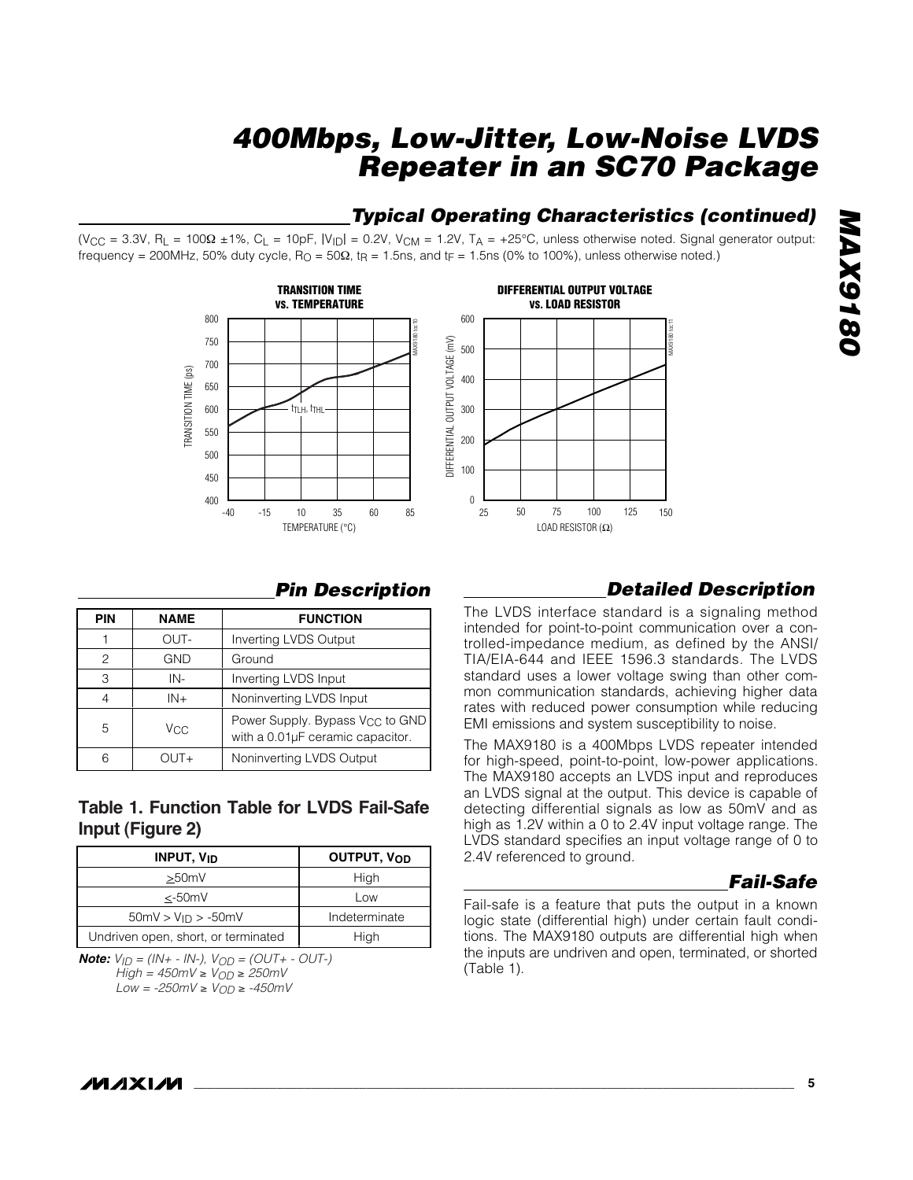## Typical Operating Characteristics (continued)

($V_{CC}$ = 3.3V, $R_L$ = 100Ω ±1%, $C_L$ = 10pF, $|V_{ID}|$ = 0.2V, $V_{CM}$ = 1.2V, $T_A$ = +25°C, unless otherwise noted. Signal generator output: frequency = 200MHz, 50% duty cycle, $R_O$ = 50Ω, $t_R$ = 1.5ns, and $t_F$ = 1.5ns (0% to 100%), unless otherwise noted.)

**TRANSITION TIME vs. TEMPERATURE**

**DIFFERENTIAL OUTPUT VOLTAGE vs. LOAD RESISTOR**

## Pin Description

| PIN | NAME | FUNCTION |
|---|---|---|
| 1 | OUT- | Inverting LVDS Output |
| 2 | GND | Ground |
| 3 | IN- | Inverting LVDS Input |
| 4 | IN+ | Noninverting LVDS Input |
| 5 | $V_{CC}$ | Power Supply. Bypass $V_{CC}$ to GND with a 0.01µF ceramic capacitor. |
| 6 | OUT+ | Noninverting LVDS Output |

### Table 1. Function Table for LVDS Fail-Safe Input (Figure 2)

| INPUT, $V_{ID}$ | OUTPUT, $V_{OD}$ |
|---|---|
| ≥50mV | High |
| ≤-50mV | Low |
| 50mV > $V_{ID}$ > -50mV | Indeterminate |
| Undriven open, short, or terminated | High |

***Note:*** *$V_{ID}$ = (IN+ - IN-), $V_{OD}$ = (OUT+ - OUT-)*
*High = 450mV ≥ $V_{OD}$ ≥ 250mV*
*Low = -250mV ≥ $V_{OD}$ ≥ -450mV*

## Detailed Description

The LVDS interface standard is a signaling method intended for point-to-point communication over a controlled-impedance medium, as defined by the ANSI/TIA/EIA-644 and IEEE 1596.3 standards. The LVDS standard uses a lower voltage swing than other common communication standards, achieving higher data rates with reduced power consumption while reducing EMI emissions and system susceptibility to noise.

The MAX9180 is a 400Mbps LVDS repeater intended for high-speed, point-to-point, low-power applications. The MAX9180 accepts an LVDS input and reproduces an LVDS signal at the output. This device is capable of detecting differential signals as low as 50mV and as high as 1.2V within a 0 to 2.4V input voltage range. The LVDS standard specifies an input voltage range of 0 to 2.4V referenced to ground.

## Fail-Safe

Fail-safe is a feature that puts the output in a known logic state (differential high) under certain fault conditions. The MAX9180 outputs are differential high when the inputs are undriven and open, terminated, or shorted (Table 1).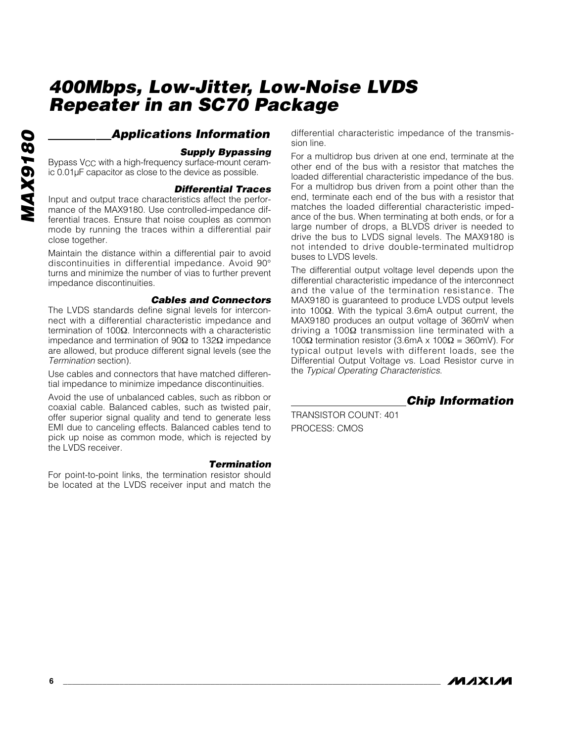## Applications Information

### Supply Bypassing

Bypass $V_{CC}$ with a high-frequency surface-mount ceramic 0.01µF capacitor as close to the device as possible.

### Differential Traces

Input and output trace characteristics affect the performance of the MAX9180. Use controlled-impedance differential traces. Ensure that noise couples as common mode by running the traces within a differential pair close together.

Maintain the distance within a differential pair to avoid discontinuities in differential impedance. Avoid 90° turns and minimize the number of vias to further prevent impedance discontinuities.

### Cables and Connectors

The LVDS standards define signal levels for interconnect with a differential characteristic impedance and termination of 100Ω. Interconnects with a characteristic impedance and termination of 90Ω to 132Ω impedance are allowed, but produce different signal levels (see the *Termination* section).

Use cables and connectors that have matched differential impedance to minimize impedance discontinuities.

Avoid the use of unbalanced cables, such as ribbon or coaxial cable. Balanced cables, such as twisted pair, offer superior signal quality and tend to generate less EMI due to canceling effects. Balanced cables tend to pick up noise as common mode, which is rejected by the LVDS receiver.

### Termination

For point-to-point links, the termination resistor should be located at the LVDS receiver input and match the differential characteristic impedance of the transmission line.

For a multidrop bus driven at one end, terminate at the other end of the bus with a resistor that matches the loaded differential characteristic impedance of the bus. For a multidrop bus driven from a point other than the end, terminate each end of the bus with a resistor that matches the loaded differential characteristic impedance of the bus. When terminating at both ends, or for a large number of drops, a BLVDS driver is needed to drive the bus to LVDS signal levels. The MAX9180 is not intended to drive double-terminated multidrop buses to LVDS levels.

The differential output voltage level depends upon the differential characteristic impedance of the interconnect and the value of the termination resistance. The MAX9180 is guaranteed to produce LVDS output levels into 100Ω. With the typical 3.6mA output current, the MAX9180 produces an output voltage of 360mV when driving a 100Ω transmission line terminated with a 100Ω termination resistor (3.6mA x 100Ω = 360mV). For typical output levels with different loads, see the Differential Output Voltage vs. Load Resistor curve in the *Typical Operating Characteristics*.

## Chip Information

TRANSISTOR COUNT: 401

PROCESS: CMOS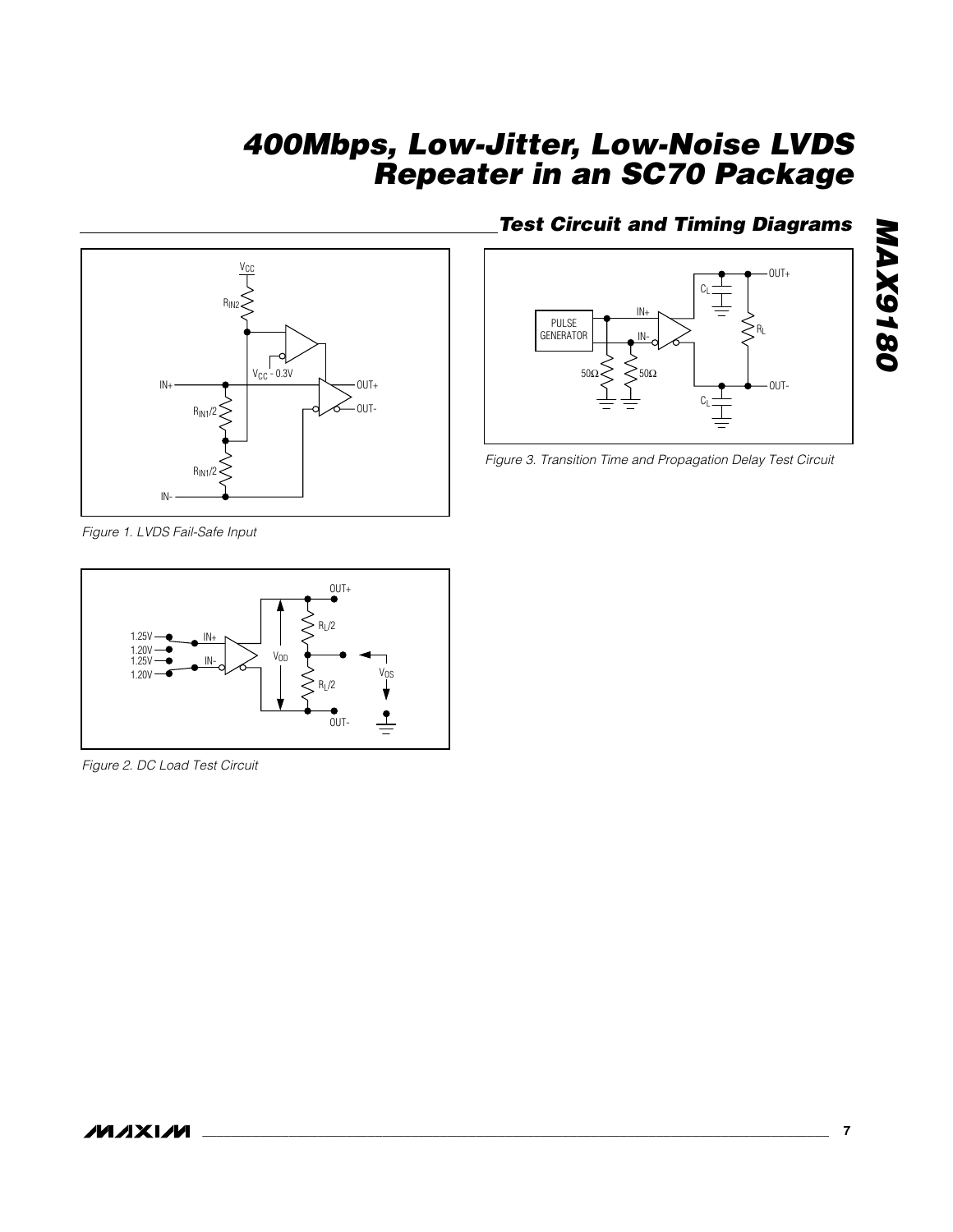## Test Circuit and Timing Diagrams

Figure 1. LVDS Fail-Safe Input

Figure 2. DC Load Test Circuit

Figure 3. Transition Time and Propagation Delay Test Circuit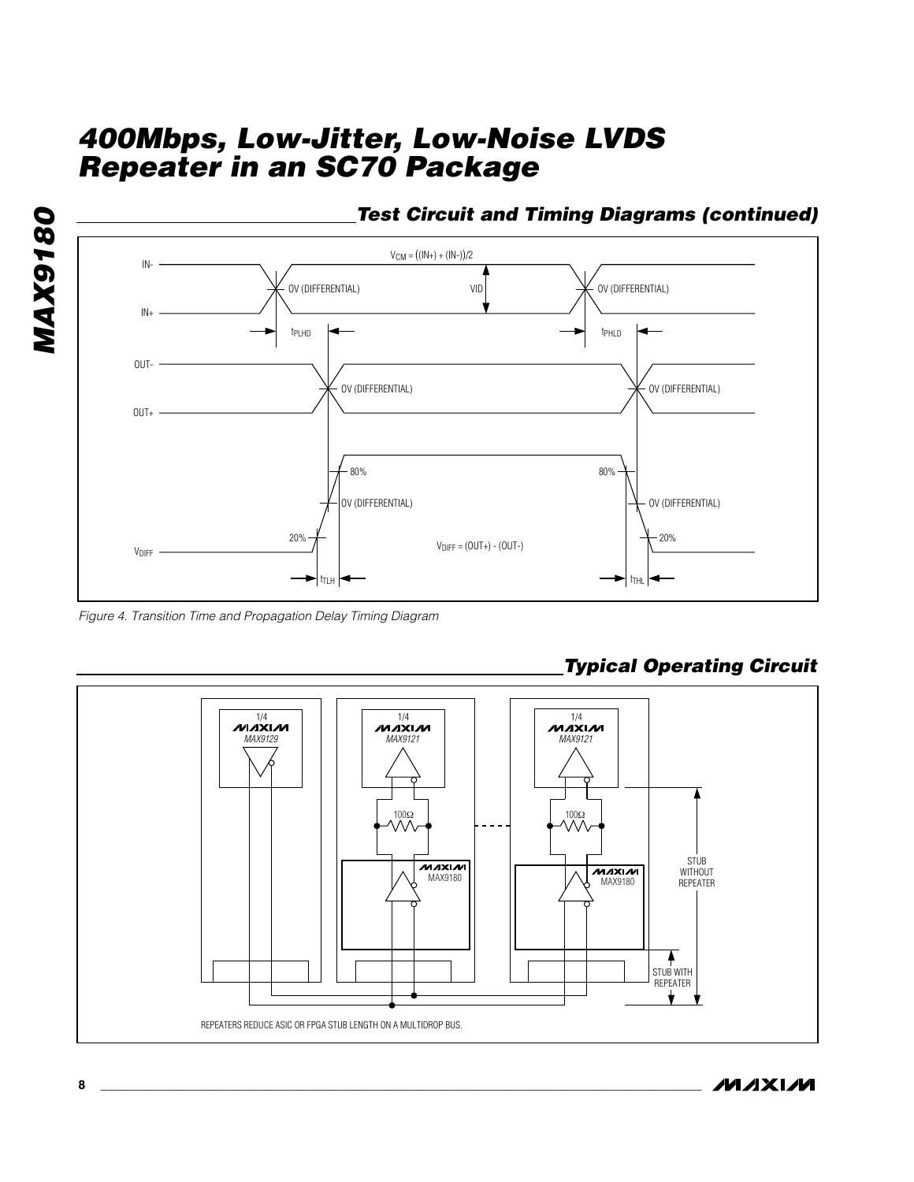## Test Circuit and Timing Diagrams (continued)

Figure 4. Transition Time and Propagation Delay Timing Diagram

## Typical Operating Circuit

REPEATERS REDUCE ASIC OR FPGA STUB LENGTH ON A MULTIDROP BUS.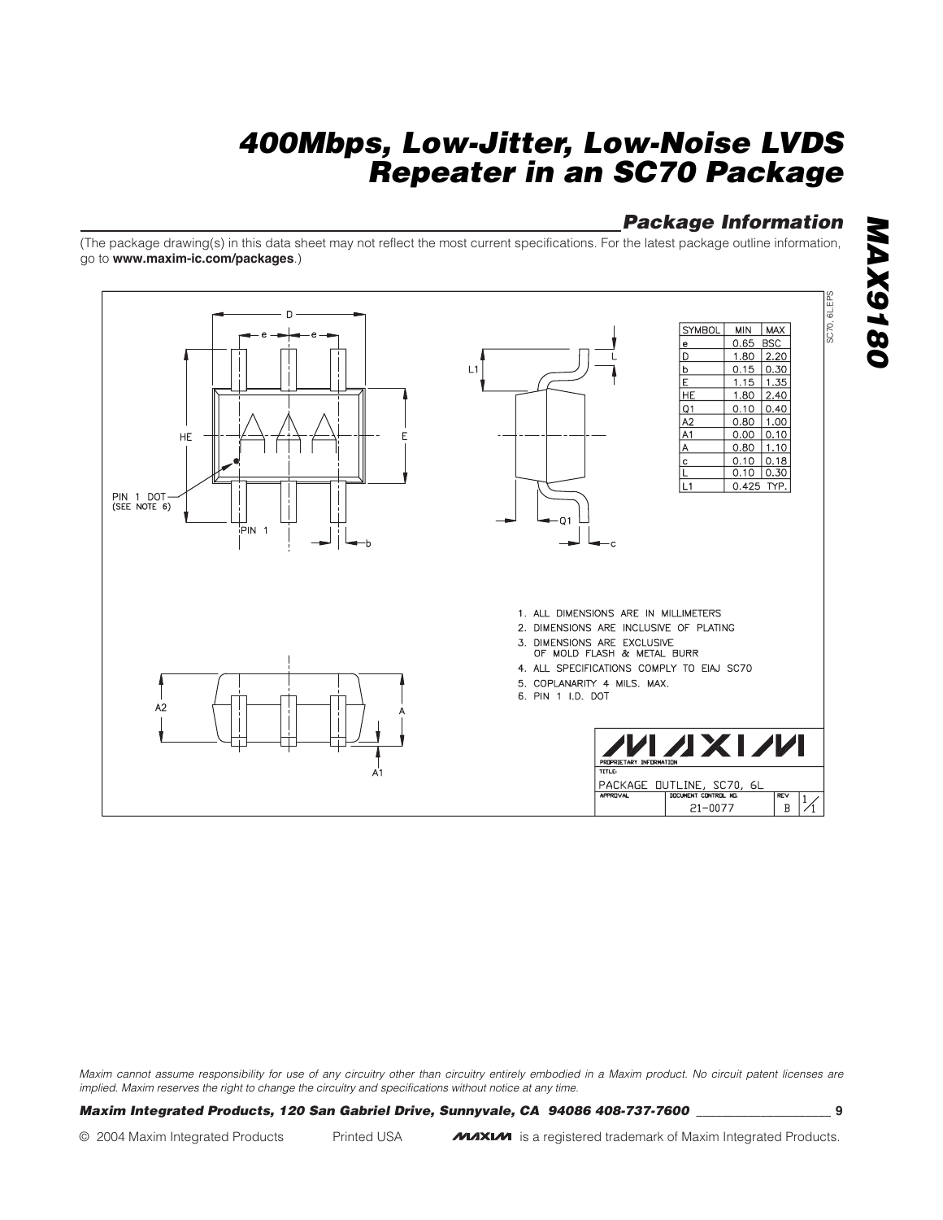## Package Information

(The package drawing(s) in this data sheet may not reflect the most current specifications. For the latest package outline information, go to **www.maxim-ic.com/packages**.)

| SYMBOL | MIN | MAX |
|---|---|---|
| e | 0.65 BSC | |
| D | 1.80 | 2.20 |
| b | 0.15 | 0.30 |
| E | 1.15 | 1.35 |
| HE | 1.80 | 2.40 |
| Q1 | 0.10 | 0.40 |
| A2 | 0.80 | 1.00 |
| A1 | 0.00 | 0.10 |
| A | 0.80 | 1.10 |
| c | 0.10 | 0.18 |
| L | 0.10 | 0.30 |
| L1 | 0.425 TYP. | |

1. ALL DIMENSIONS ARE IN MILLIMETERS
2. DIMENSIONS ARE INCLUSIVE OF PLATING
3. DIMENSIONS ARE EXCLUSIVE OF MOLD FLASH & METAL BURR
4. ALL SPECIFICATIONS COMPLY TO EIAJ SC70
5. COPLANARITY 4 MILS. MAX.
6. PIN 1 I.D. DOT

PIN 1 DOT (SEE NOTE 6)

PIN 1

MAXIM PROPRIETARY INFORMATION

TITLE: PACKAGE OUTLINE, SC70, 6L

DOCUMENT CONTROL NO. 21-0077 REV B 1/1

SC70, 6L.EPS

*Maxim cannot assume responsibility for use of any circuitry other than circuitry entirely embodied in a Maxim product. No circuit patent licenses are implied. Maxim reserves the right to change the circuitry and specifications without notice at any time.*

***Maxim Integrated Products, 120 San Gabriel Drive, Sunnyvale, CA 94086 408-737-7600***

© 2004 Maxim Integrated Products Printed USA MAXIM is a registered trademark of Maxim Integrated Products.